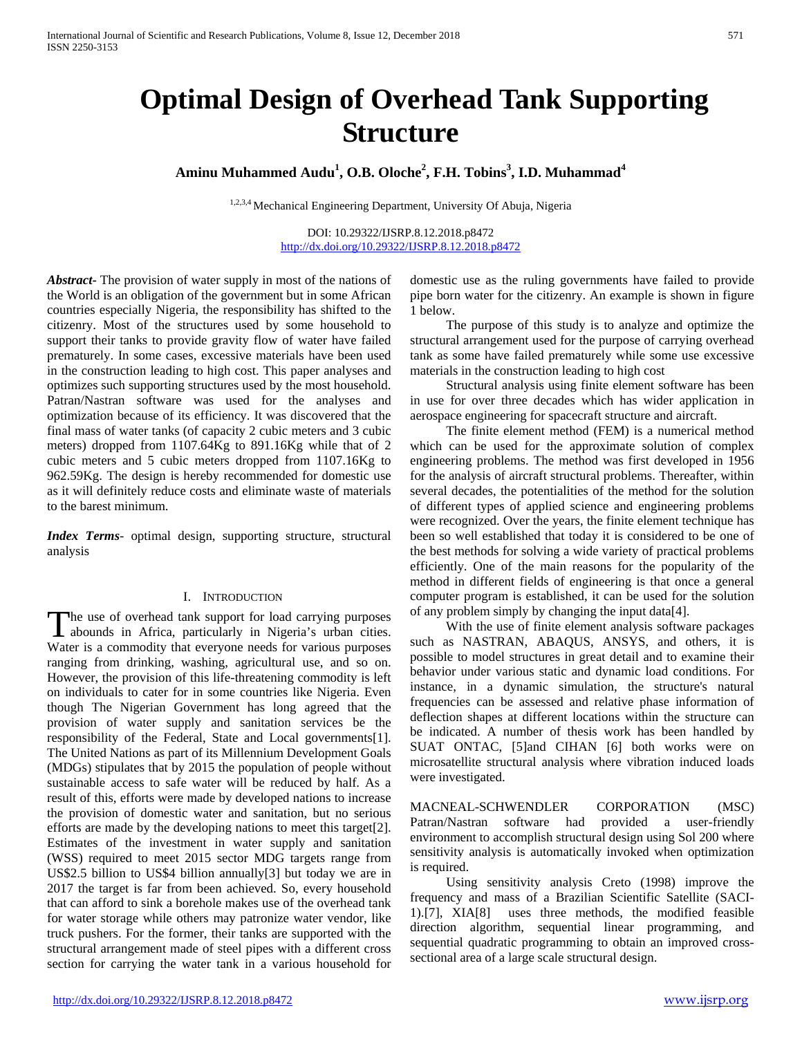# Optimal Design of Overhead Tank Supporting Structure

**Aminu Muhammed Audu[1], O.B. Oloche[2], F.H. Tobins[3], I.D. Muhammad[4]**

[1,2,3,4] Mechanical Engineering Department, University Of Abuja, Nigeria

DOI: 10.29322/IJSRP.8.12.2018.p8472
http://dx.doi.org/10.29322/IJSRP.8.12.2018.p8472

***Abstract***- The provision of water supply in most of the nations of the World is an obligation of the government but in some African countries especially Nigeria, the responsibility has shifted to the citizenry. Most of the structures used by some household to support their tanks to provide gravity flow of water have failed prematurely. In some cases, excessive materials have been used in the construction leading to high cost. This paper analyses and optimizes such supporting structures used by the most household. Patran/Nastran software was used for the analyses and optimization because of its efficiency. It was discovered that the final mass of water tanks (of capacity 2 cubic meters and 3 cubic meters) dropped from 1107.64Kg to 891.16Kg while that of 2 cubic meters and 5 cubic meters dropped from 1107.16Kg to 962.59Kg. The design is hereby recommended for domestic use as it will definitely reduce costs and eliminate waste of materials to the barest minimum.

***Index Terms***- optimal design, supporting structure, structural analysis

## I. Introduction

The use of overhead tank support for load carrying purposes abounds in Africa, particularly in Nigeria's urban cities. Water is a commodity that everyone needs for various purposes ranging from drinking, washing, agricultural use, and so on. However, the provision of this life-threatening commodity is left on individuals to cater for in some countries like Nigeria. Even though The Nigerian Government has long agreed that the provision of water supply and sanitation services be the responsibility of the Federal, State and Local governments[1]. The United Nations as part of its Millennium Development Goals (MDGs) stipulates that by 2015 the population of people without sustainable access to safe water will be reduced by half. As a result of this, efforts were made by developed nations to increase the provision of domestic water and sanitation, but no serious efforts are made by the developing nations to meet this target[2]. Estimates of the investment in water supply and sanitation (WSS) required to meet 2015 sector MDG targets range from US$2.5 billion to US$4 billion annually[3] but today we are in 2017 the target is far from been achieved. So, every household that can afford to sink a borehole makes use of the overhead tank for water storage while others may patronize water vendor, like truck pushers. For the former, their tanks are supported with the structural arrangement made of steel pipes with a different cross section for carrying the water tank in a various household for domestic use as the ruling governments have failed to provide pipe born water for the citizenry. An example is shown in figure 1 below.

The purpose of this study is to analyze and optimize the structural arrangement used for the purpose of carrying overhead tank as some have failed prematurely while some use excessive materials in the construction leading to high cost

Structural analysis using finite element software has been in use for over three decades which has wider application in aerospace engineering for spacecraft structure and aircraft.

The finite element method (FEM) is a numerical method which can be used for the approximate solution of complex engineering problems. The method was first developed in 1956 for the analysis of aircraft structural problems. Thereafter, within several decades, the potentialities of the method for the solution of different types of applied science and engineering problems were recognized. Over the years, the finite element technique has been so well established that today it is considered to be one of the best methods for solving a wide variety of practical problems efficiently. One of the main reasons for the popularity of the method in different fields of engineering is that once a general computer program is established, it can be used for the solution of any problem simply by changing the input data[4].

With the use of finite element analysis software packages such as NASTRAN, ABAQUS, ANSYS, and others, it is possible to model structures in great detail and to examine their behavior under various static and dynamic load conditions. For instance, in a dynamic simulation, the structure's natural frequencies can be assessed and relative phase information of deflection shapes at different locations within the structure can be indicated. A number of thesis work has been handled by SUAT ONTAC, [5]and CIHAN [6] both works were on microsatellite structural analysis where vibration induced loads were investigated.

MACNEAL-SCHWENDLER CORPORATION (MSC) Patran/Nastran software had provided a user-friendly environment to accomplish structural design using Sol 200 where sensitivity analysis is automatically invoked when optimization is required.

Using sensitivity analysis Creto (1998) improve the frequency and mass of a Brazilian Scientific Satellite (SACI-1).[7], XIA[8] uses three methods, the modified feasible direction algorithm, sequential linear programming, and sequential quadratic programming to obtain an improved cross-sectional area of a large scale structural design.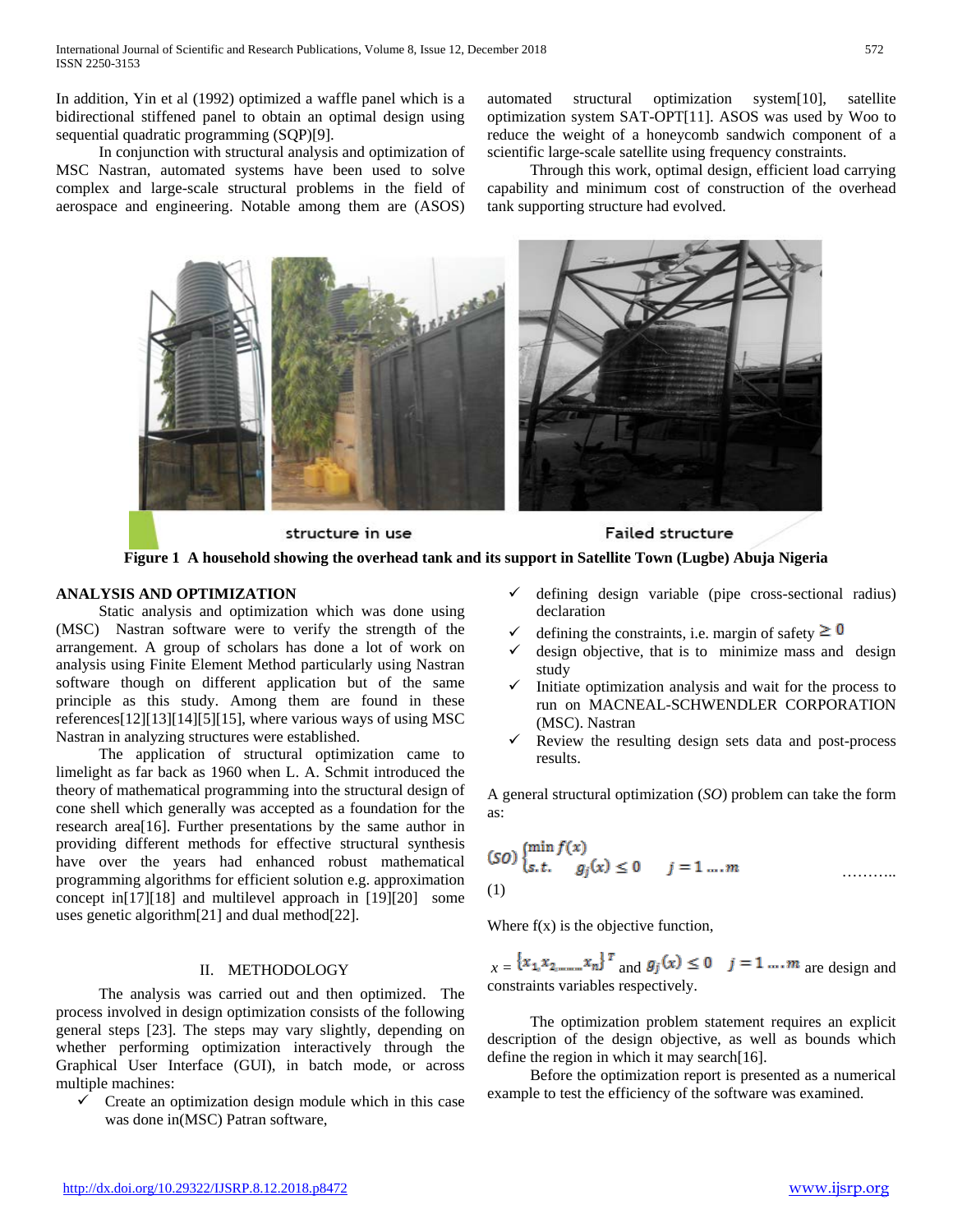In addition, Yin et al (1992) optimized a waffle panel which is a bidirectional stiffened panel to obtain an optimal design using sequential quadratic programming (SQP)[9].

In conjunction with structural analysis and optimization of MSC Nastran, automated systems have been used to solve complex and large-scale structural problems in the field of aerospace and engineering. Notable among them are (ASOS) automated structural optimization system[10], satellite optimization system SAT-OPT[11]. ASOS was used by Woo to reduce the weight of a honeycomb sandwich component of a scientific large-scale satellite using frequency constraints.

Through this work, optimal design, efficient load carrying capability and minimum cost of construction of the overhead tank supporting structure had evolved.

structure in use

Failed structure

**Figure 1 A household showing the overhead tank and its support in Satellite Town (Lugbe) Abuja Nigeria**

**ANALYSIS AND OPTIMIZATION**

Static analysis and optimization which was done using (MSC) Nastran software were to verify the strength of the arrangement. A group of scholars has done a lot of work on analysis using Finite Element Method particularly using Nastran software though on different application but of the same principle as this study. Among them are found in these references[12][13][14][5][15], where various ways of using MSC Nastran in analyzing structures were established.

The application of structural optimization came to limelight as far back as 1960 when L. A. Schmit introduced the theory of mathematical programming into the structural design of cone shell which generally was accepted as a foundation for the research area[16]. Further presentations by the same author in providing different methods for effective structural synthesis have over the years had enhanced robust mathematical programming algorithms for efficient solution e.g. approximation concept in[17][18] and multilevel approach in [19][20] some uses genetic algorithm[21] and dual method[22].

## II. METHODOLOGY

The analysis was carried out and then optimized. The process involved in design optimization consists of the following general steps [23]. The steps may vary slightly, depending on whether performing optimization interactively through the Graphical User Interface (GUI), in batch mode, or across multiple machines:

- ✓ Create an optimization design module which in this case was done in(MSC) Patran software,
- ✓ defining design variable (pipe cross-sectional radius) declaration
- ✓ defining the constraints, i.e. margin of safety $\geq 0$
- ✓ design objective, that is to minimize mass and design study
- ✓ Initiate optimization analysis and wait for the process to run on MACNEAL-SCHWENDLER CORPORATION (MSC). Nastran
- ✓ Review the resulting design sets data and post-process results.

A general structural optimization (*SO*) problem can take the form as:

$$(SO)\begin{cases}\min f(x) \\ s.t. \quad g_j(x) \leq 0 \quad\quad j = 1 \ldots m\end{cases} \quad \ldots\ldots\ldots.. (1)$$

Where f(x) is the objective function,

$x = \{x_1, x_2, \ldots\ldots x_n\}^T$ and $g_j(x) \leq 0 \quad j = 1 \ldots m$ are design and constraints variables respectively.

The optimization problem statement requires an explicit description of the design objective, as well as bounds which define the region in which it may search[16].

Before the optimization report is presented as a numerical example to test the efficiency of the software was examined.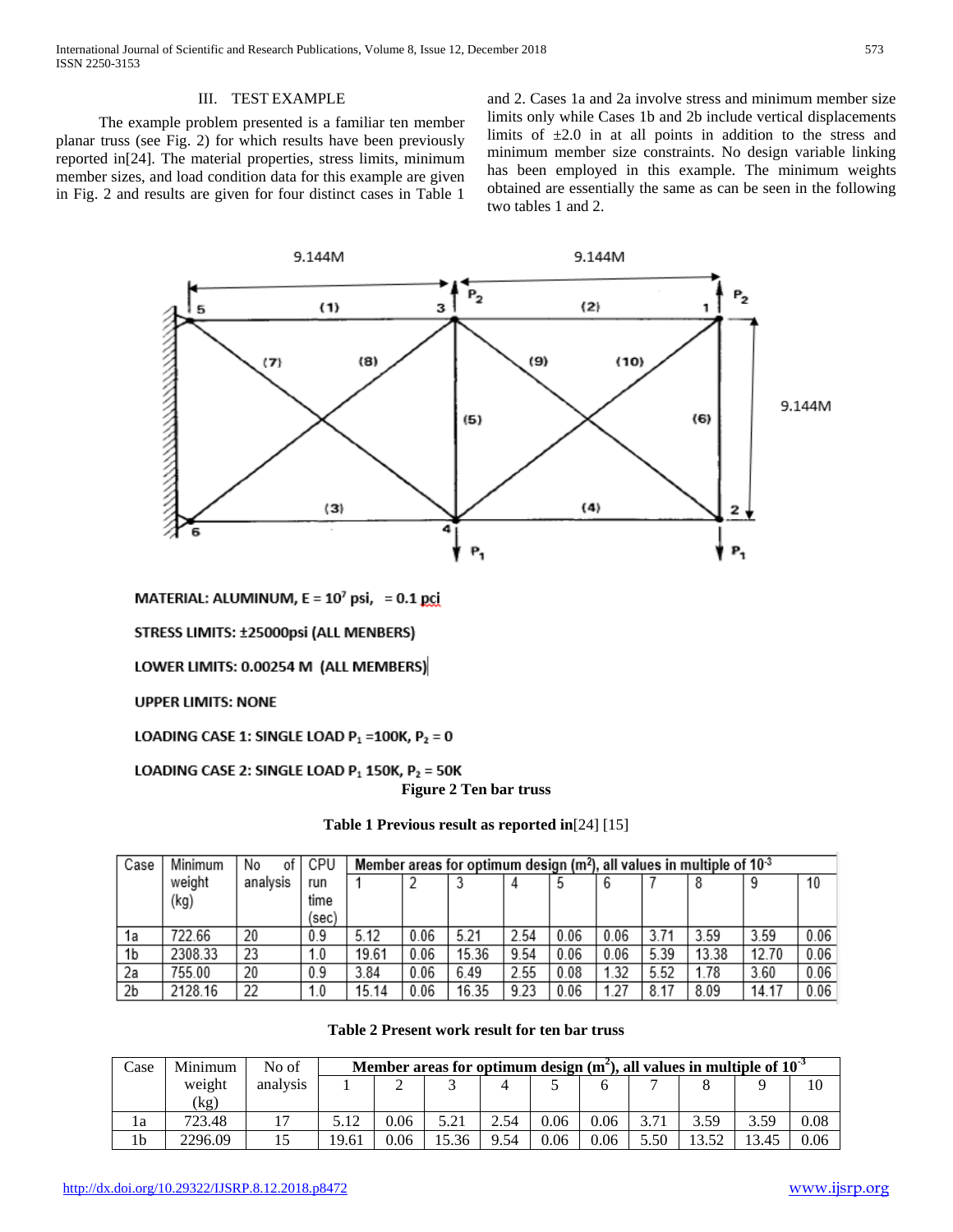## III. TEST EXAMPLE

The example problem presented is a familiar ten member planar truss (see Fig. 2) for which results have been previously reported in[24]. The material properties, stress limits, minimum member sizes, and load condition data for this example are given in Fig. 2 and results are given for four distinct cases in Table 1 and 2. Cases 1a and 2a involve stress and minimum member size limits only while Cases 1b and 2b include vertical displacements limits of ±2.0 in at all points in addition to the stress and minimum member size constraints. No design variable linking has been employed in this example. The minimum weights obtained are essentially the same as can be seen in the following two tables 1 and 2.

9.144M

9.144M

9.144M

5 (1) 3 $P_2$ (2) 1 $P_2$

(7) (8) (9) (10)

(5) (6)

(3) (4) 2

6 4 $P_1$ $P_1$

**MATERIAL: ALUMINUM, E = $10^7$ psi, = 0.1 pci**

**STRESS LIMITS: ±25000psi (ALL MENBERS)**

**LOWER LIMITS: 0.00254 M (ALL MEMBERS)**

**UPPER LIMITS: NONE**

**LOADING CASE 1: SINGLE LOAD $P_1$ =100K, $P_2$ = 0**

**LOADING CASE 2: SINGLE LOAD $P_1$ 150K, $P_2$ = 50K**

**Figure 2 Ten bar truss**

**Table 1 Previous result as reported in**[24] [15]

| Case | Minimum weight (kg) | No of analysis | CPU run time (sec) | Member areas for optimum design (m²), all values in multiple of $10^{-3}$ | | | | | | | | | |
|---|---|---|---|---|---|---|---|---|---|---|---|---|---|
| | | | | 1 | 2 | 3 | 4 | 5 | 6 | 7 | 8 | 9 | 10 |
| 1a | 722.66 | 20 | 0.9 | 5.12 | 0.06 | 5.21 | 2.54 | 0.06 | 0.06 | 3.71 | 3.59 | 3.59 | 0.06 |
| 1b | 2308.33 | 23 | 1.0 | 19.61 | 0.06 | 15.36 | 9.54 | 0.06 | 0.06 | 5.39 | 13.38 | 12.70 | 0.06 |
| 2a | 755.00 | 20 | 0.9 | 3.84 | 0.06 | 6.49 | 2.55 | 0.08 | 1.32 | 5.52 | 1.78 | 3.60 | 0.06 |
| 2b | 2128.16 | 22 | 1.0 | 15.14 | 0.06 | 16.35 | 9.23 | 0.06 | 1.27 | 8.17 | 8.09 | 14.17 | 0.06 |

**Table 2 Present work result for ten bar truss**

| Case | Minimum weight (kg) | No of analysis | Member areas for optimum design (m²), all values in multiple of $10^{-3}$ | | | | | | | | | |
|---|---|---|---|---|---|---|---|---|---|---|---|---|
| | | | 1 | 2 | 3 | 4 | 5 | 6 | 7 | 8 | 9 | 10 |
| 1a | 723.48 | 17 | 5.12 | 0.06 | 5.21 | 2.54 | 0.06 | 0.06 | 3.71 | 3.59 | 3.59 | 0.08 |
| 1b | 2296.09 | 15 | 19.61 | 0.06 | 15.36 | 9.54 | 0.06 | 0.06 | 5.50 | 13.52 | 13.45 | 0.06 |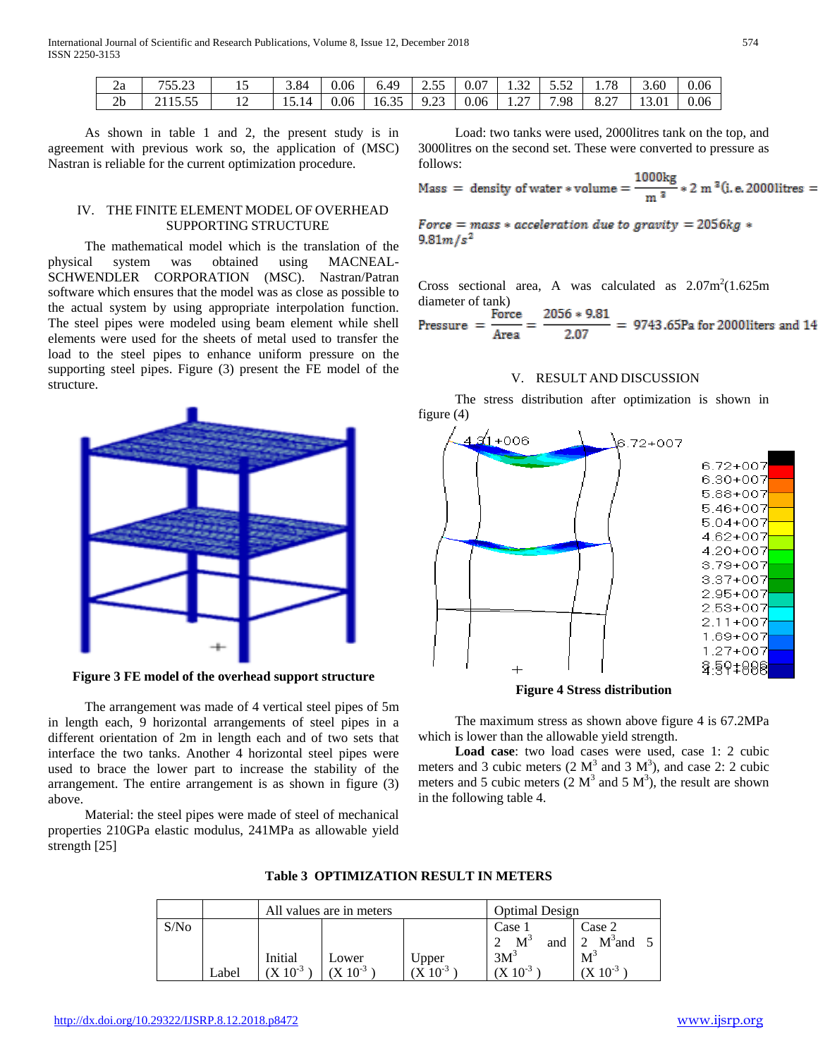| | | | | | | | | | | | | |
|---|---|---|---|---|---|---|---|---|---|---|---|---|
| 2a | 755.23 | 15 | 3.84 | 0.06 | 6.49 | 2.55 | 0.07 | 1.32 | 5.52 | 1.78 | 3.60 | 0.06 |
| 2b | 2115.55 | 12 | 15.14 | 0.06 | 16.35 | 9.23 | 0.06 | 1.27 | 7.98 | 8.27 | 13.01 | 0.06 |

As shown in table 1 and 2, the present study is in agreement with previous work so, the application of (MSC) Nastran is reliable for the current optimization procedure.

## IV. THE FINITE ELEMENT MODEL OF OVERHEAD SUPPORTING STRUCTURE

The mathematical model which is the translation of the physical system was obtained using MACNEAL-SCHWENDLER CORPORATION (MSC). Nastran/Patran software which ensures that the model was as close as possible to the actual system by using appropriate interpolation function. The steel pipes were modeled using beam element while shell elements were used for the sheets of metal used to transfer the load to the steel pipes to enhance uniform pressure on the supporting steel pipes. Figure (3) present the FE model of the structure.

**Figure 3 FE model of the overhead support structure**

The arrangement was made of 4 vertical steel pipes of 5m in length each, 9 horizontal arrangements of steel pipes in a different orientation of 2m in length each and of two sets that interface the two tanks. Another 4 horizontal steel pipes were used to brace the lower part to increase the stability of the arrangement. The entire arrangement is as shown in figure (3) above.

Material: the steel pipes were made of steel of mechanical properties 210GPa elastic modulus, 241MPa as allowable yield strength [25]

Load: two tanks were used, 2000litres tank on the top, and 3000litres on the second set. These were converted to pressure as follows:

$$Mass = density\ of\ water * volume = \frac{1000kg}{m^3} * 2\ m^3 (i.e.\ 2000litres =$$

$$Force = mass * acceleration\ due\ to\ gravity = 2056kg * 9.81m/s^2$$

Cross sectional area, A was calculated as $2.07m^2$(1.625m diameter of tank)

$$Pressure = \frac{Force}{Area} = \frac{2056 * 9.81}{2.07} = 9743.65Pa\ for\ 2000liters\ and\ 14$$

## V. RESULT AND DISCUSSION

The stress distribution after optimization is shown in figure (4)

4.31+006
6.72+007
6.72+007
6.30+007
5.88+007
5.46+007
5.04+007
4.62+007
4.20+007
3.79+007
3.37+007
2.95+007
2.53+007
2.11+007
1.69+007
1.27+007
8.50+006
4.31+006

**Figure 4 Stress distribution**

The maximum stress as shown above figure 4 is 67.2MPa which is lower than the allowable yield strength.

**Load case**: two load cases were used, case 1: 2 cubic meters and 3 cubic meters (2 $M^3$ and 3 $M^3$), and case 2: 2 cubic meters and 5 cubic meters (2 $M^3$ and 5 $M^3$), the result are shown in the following table 4.

**Table 3 OPTIMIZATION RESULT IN METERS**

| | | All values are in meters | | | Optimal Design | |
|---|---|---|---|---|---|---|
| S/No | Label | Initial (X $10^{-3}$ ) | Lower (X $10^{-3}$ ) | Upper (X $10^{-3}$ ) | Case 1 2 $M^3$ and $3M^3$ (X $10^{-3}$ ) | Case 2 2 $M^3$and 5 $M^3$ (X $10^{-3}$ ) |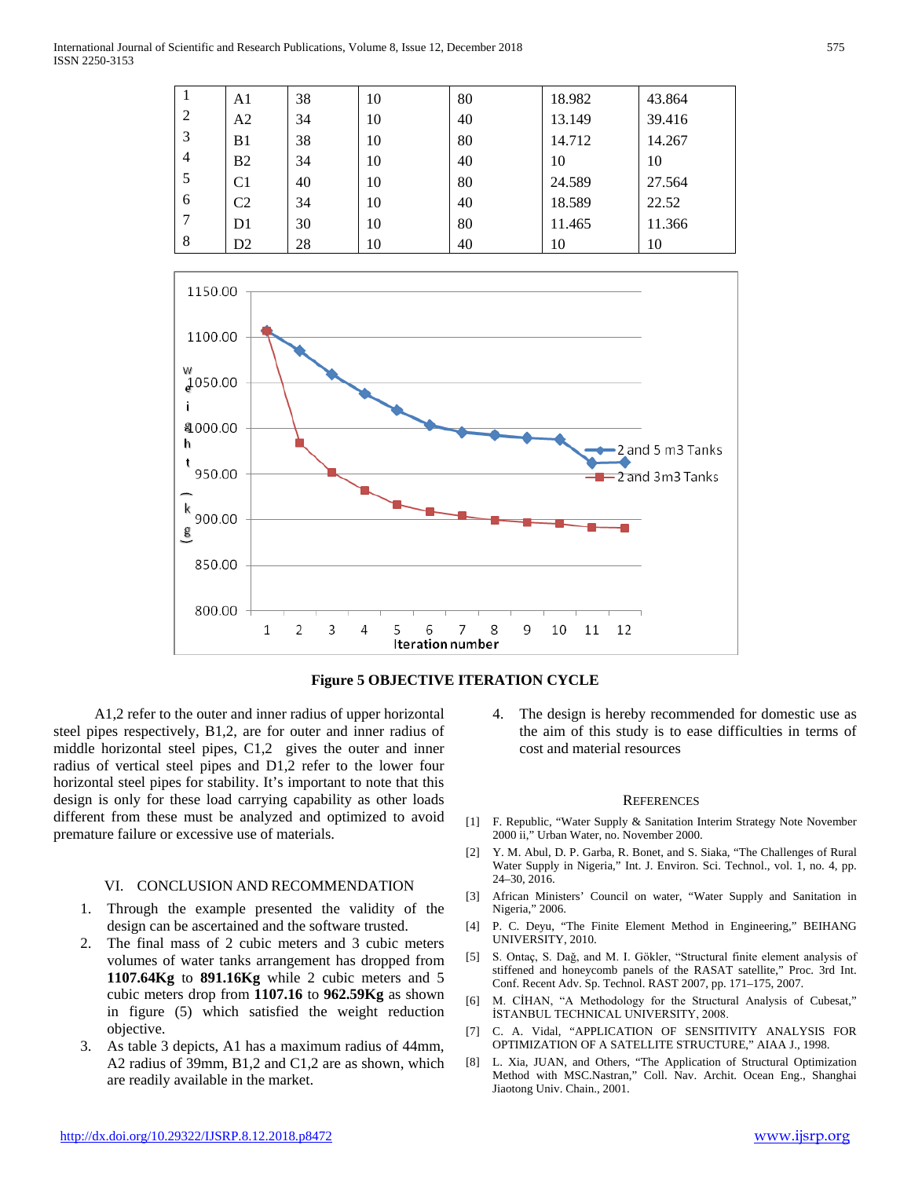| | | | | | | |
|---|---|---|---|---|---|---|
| 1 | A1 | 38 | 10 | 80 | 18.982 | 43.864 |
| 2 | A2 | 34 | 10 | 40 | 13.149 | 39.416 |
| 3 | B1 | 38 | 10 | 80 | 14.712 | 14.267 |
| 4 | B2 | 34 | 10 | 40 | 10 | 10 |
| 5 | C1 | 40 | 10 | 80 | 24.589 | 27.564 |
| 6 | C2 | 34 | 10 | 40 | 18.589 | 22.52 |
| 7 | D1 | 30 | 10 | 80 | 11.465 | 11.366 |
| 8 | D2 | 28 | 10 | 40 | 10 | 10 |

1150.00
1100.00
1050.00
1000.00
950.00
900.00
850.00
800.00
weight (kg)
1 2 3 4 5 6 7 8 9 10 11 12
Iteration number
2 and 5 m3 Tanks
2 and 3m3 Tanks

**Figure 5 OBJECTIVE ITERATION CYCLE**

A1,2 refer to the outer and inner radius of upper horizontal steel pipes respectively, B1,2, are for outer and inner radius of middle horizontal steel pipes, C1,2 gives the outer and inner radius of vertical steel pipes and D1,2 refer to the lower four horizontal steel pipes for stability. It's important to note that this design is only for these load carrying capability as other loads different from these must be analyzed and optimized to avoid premature failure or excessive use of materials.

## VI. CONCLUSION AND RECOMMENDATION

1. Through the example presented the validity of the design can be ascertained and the software trusted.
2. The final mass of 2 cubic meters and 3 cubic meters volumes of water tanks arrangement has dropped from **1107.64Kg** to **891.16Kg** while 2 cubic meters and 5 cubic meters drop from **1107.16** to **962.59Kg** as shown in figure (5) which satisfied the weight reduction objective.
3. As table 3 depicts, A1 has a maximum radius of 44mm, A2 radius of 39mm, B1,2 and C1,2 are as shown, which are readily available in the market.
4. The design is hereby recommended for domestic use as the aim of this study is to ease difficulties in terms of cost and material resources

## REFERENCES

[1] F. Republic, "Water Supply & Sanitation Interim Strategy Note November 2000 ii," Urban Water, no. November 2000.

[2] Y. M. Abul, D. P. Garba, R. Bonet, and S. Siaka, "The Challenges of Rural Water Supply in Nigeria," Int. J. Environ. Sci. Technol., vol. 1, no. 4, pp. 24–30, 2016.

[3] African Ministers' Council on water, "Water Supply and Sanitation in Nigeria," 2006.

[4] P. C. Deyu, "The Finite Element Method in Engineering," BEIHANG UNIVERSITY, 2010.

[5] S. Ontaç, S. Dağ, and M. I. Gökler, "Structural finite element analysis of stiffened and honeycomb panels of the RASAT satellite," Proc. 3rd Int. Conf. Recent Adv. Sp. Technol. RAST 2007, pp. 171–175, 2007.

[6] M. CİHAN, "A Methodology for the Structural Analysis of Cubesat," İSTANBUL TECHNICAL UNIVERSITY, 2008.

[7] C. A. Vidal, "APPLICATION OF SENSITIVITY ANALYSIS FOR OPTIMIZATION OF A SATELLITE STRUCTURE," AIAA J., 1998.

[8] L. Xia, JUAN, and Others, "The Application of Structural Optimization Method with MSC.Nastran," Coll. Nav. Archit. Ocean Eng., Shanghai Jiaotong Univ. Chain., 2001.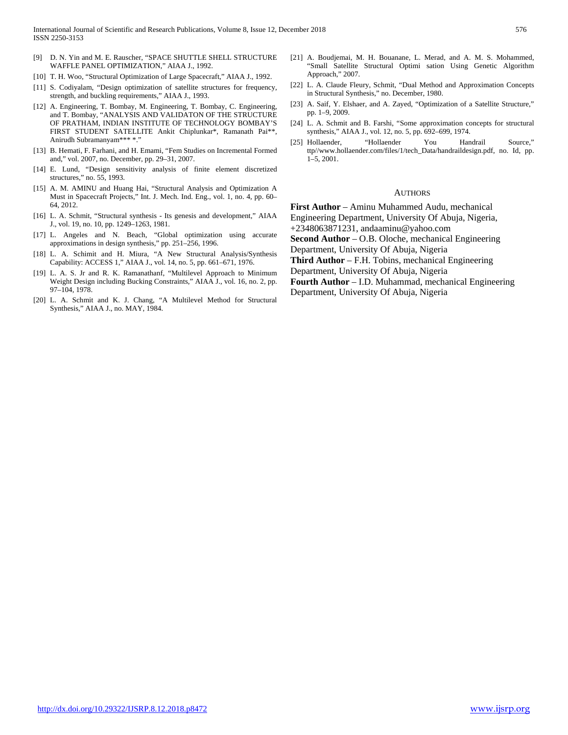[9] D. N. Yin and M. E. Rauscher, "SPACE SHUTTLE SHELL STRUCTURE WAFFLE PANEL OPTIMIZATION," AIAA J., 1992.

[10] T. H. Woo, "Structural Optimization of Large Spacecraft," AIAA J., 1992.

[11] S. Codiyalam, "Design optimization of satellite structures for frequency, strength, and buckling requirements," AIAA J., 1993.

[12] A. Engineering, T. Bombay, M. Engineering, T. Bombay, C. Engineering, and T. Bombay, "ANALYSIS AND VALIDATON OF THE STRUCTURE OF PRATHAM, INDIAN INSTITUTE OF TECHNOLOGY BOMBAY'S FIRST STUDENT SATELLITE Ankit Chiplunkar*, Ramanath Pai**, Anirudh Subramanyam*** *."

[13] B. Hemati, F. Farhani, and H. Emami, "Fem Studies on Incremental Formed and," vol. 2007, no. December, pp. 29–31, 2007.

[14] E. Lund, "Design sensitivity analysis of finite element discretized structures," no. 55, 1993.

[15] A. M. AMINU and Huang Hai, "Structural Analysis and Optimization A Must in Spacecraft Projects," Int. J. Mech. Ind. Eng., vol. 1, no. 4, pp. 60–64, 2012.

[16] L. A. Schmit, "Structural synthesis - Its genesis and development," AIAA J., vol. 19, no. 10, pp. 1249–1263, 1981.

[17] L. Angeles and N. Beach, "Global optimization using accurate approximations in design synthesis," pp. 251–256, 1996.

[18] L. A. Schimit and H. Miura, "A New Structural Analysis/Synthesis Capability: ACCESS 1," AIAA J., vol. 14, no. 5, pp. 661–671, 1976.

[19] L. A. S. Jr and R. K. Ramanathanf, "Multilevel Approach to Minimum Weight Design including Bucking Constraints," AIAA J., vol. 16, no. 2, pp. 97–104, 1978.

[20] L. A. Schmit and K. J. Chang, "A Multilevel Method for Structural Synthesis," AIAA J., no. MAY, 1984.

[21] A. Boudjemai, M. H. Bouanane, L. Merad, and A. M. S. Mohammed, "Small Satellite Structural Optimi sation Using Genetic Algorithm Approach," 2007.

[22] L. A. Claude Fleury, Schmit, "Dual Method and Approximation Concepts in Structural Synthesis," no. December, 1980.

[23] A. Saif, Y. Elshaer, and A. Zayed, "Optimization of a Satellite Structure," pp. 1–9, 2009.

[24] L. A. Schmit and B. Farshi, "Some approximation concepts for structural synthesis," AIAA J., vol. 12, no. 5, pp. 692–699, 1974.

[25] Hollaender, "Hollaender You Handrail Source," ttp//www.hollaender.com/files/1/tech_Data/handraildesign.pdf, no. Id, pp. 1–5, 2001.

## AUTHORS

**First Author** – Aminu Muhammed Audu, mechanical Engineering Department, University Of Abuja, Nigeria, +2348063871231, andaaminu@yahoo.com

**Second Author** – O.B. Oloche, mechanical Engineering Department, University Of Abuja, Nigeria

**Third Author** – F.H. Tobins, mechanical Engineering Department, University Of Abuja, Nigeria

**Fourth Author** – I.D. Muhammad, mechanical Engineering Department, University Of Abuja, Nigeria